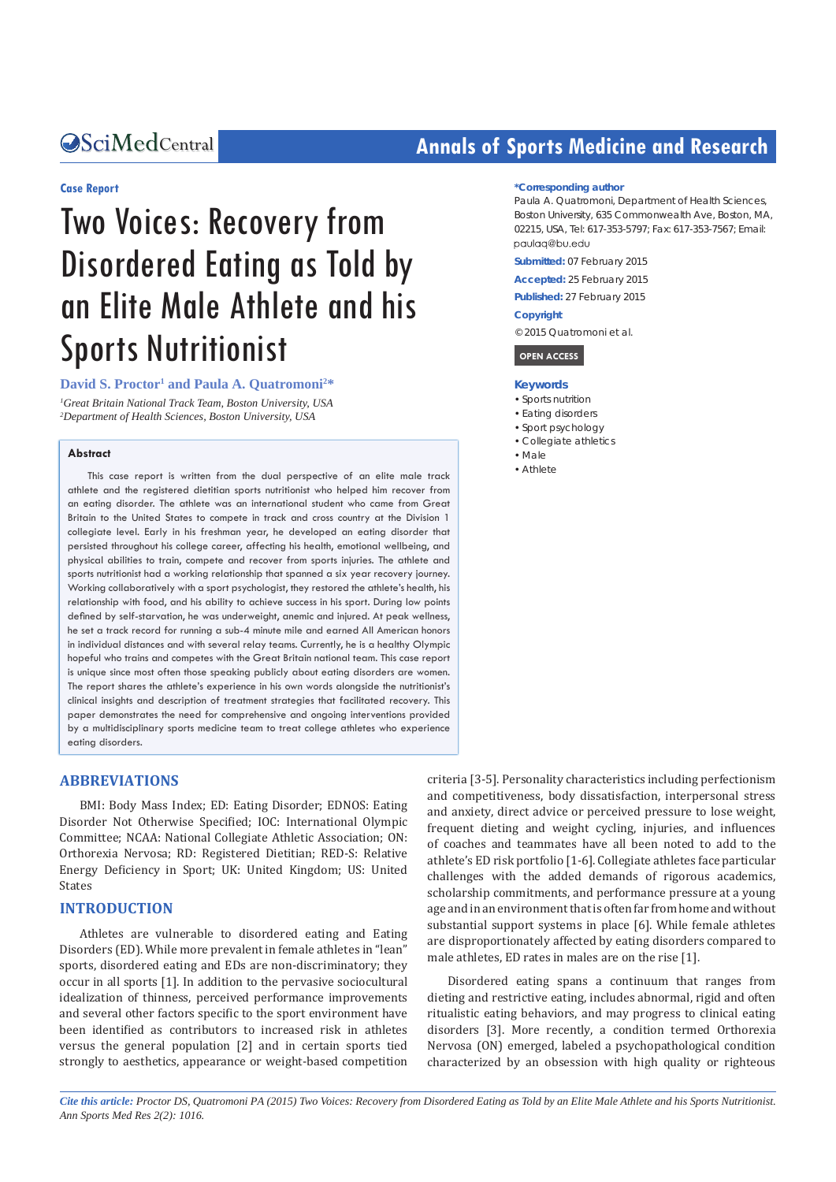SciMedCentral

Annals of Sports Medicine and Research

**Case Report**

# Two Voices: Recovery from Disordered Eating as Told by an Elite Male Athlete and his Sports Nutritionist

**David S. Proctor[1] and Paula A. Quatromoni[2]\***

[1]*Great Britain National Track Team, Boston University, USA*
[2]*Department of Health Sciences, Boston University, USA*

**\*Corresponding author**

Paula A. Quatromoni, Department of Health Sciences, Boston University, 635 Commonwealth Ave, Boston, MA, 02215, USA, Tel: 617-353-5797; Fax: 617-353-7567; Email: paulaq@bu.edu

**Submitted:** 07 February 2015

**Accepted:** 25 February 2015

**Published:** 27 February 2015

**Copyright**

© 2015 Quatromoni et al.

**OPEN ACCESS**

**Keywords**

- Sports nutrition
- Eating disorders
- Sport psychology
- Collegiate athletics
- Male
- Athlete

## Abstract

This case report is written from the dual perspective of an elite male track athlete and the registered dietitian sports nutritionist who helped him recover from an eating disorder. The athlete was an international student who came from Great Britain to the United States to compete in track and cross country at the Division 1 collegiate level. Early in his freshman year, he developed an eating disorder that persisted throughout his college career, affecting his health, emotional wellbeing, and physical abilities to train, compete and recover from sports injuries. The athlete and sports nutritionist had a working relationship that spanned a six year recovery journey. Working collaboratively with a sport psychologist, they restored the athlete's health, his relationship with food, and his ability to achieve success in his sport. During low points defined by self-starvation, he was underweight, anemic and injured. At peak wellness, he set a track record for running a sub-4 minute mile and earned All American honors in individual distances and with several relay teams. Currently, he is a healthy Olympic hopeful who trains and competes with the Great Britain national team. This case report is unique since most often those speaking publicly about eating disorders are women. The report shares the athlete's experience in his own words alongside the nutritionist's clinical insights and description of treatment strategies that facilitated recovery. This paper demonstrates the need for comprehensive and ongoing interventions provided by a multidisciplinary sports medicine team to treat college athletes who experience eating disorders.

## ABBREVIATIONS

BMI: Body Mass Index; ED: Eating Disorder; EDNOS: Eating Disorder Not Otherwise Specified; IOC: International Olympic Committee; NCAA: National Collegiate Athletic Association; ON: Orthorexia Nervosa; RD: Registered Dietitian; RED-S: Relative Energy Deficiency in Sport; UK: United Kingdom; US: United States

## INTRODUCTION

Athletes are vulnerable to disordered eating and Eating Disorders (ED). While more prevalent in female athletes in "lean" sports, disordered eating and EDs are non-discriminatory; they occur in all sports [1]. In addition to the pervasive sociocultural idealization of thinness, perceived performance improvements and several other factors specific to the sport environment have been identified as contributors to increased risk in athletes versus the general population [2] and in certain sports tied strongly to aesthetics, appearance or weight-based competition criteria [3-5]. Personality characteristics including perfectionism and competitiveness, body dissatisfaction, interpersonal stress and anxiety, direct advice or perceived pressure to lose weight, frequent dieting and weight cycling, injuries, and influences of coaches and teammates have all been noted to add to the athlete's ED risk portfolio [1-6]. Collegiate athletes face particular challenges with the added demands of rigorous academics, scholarship commitments, and performance pressure at a young age and in an environment that is often far from home and without substantial support systems in place [6]. While female athletes are disproportionately affected by eating disorders compared to male athletes, ED rates in males are on the rise [1].

Disordered eating spans a continuum that ranges from dieting and restrictive eating, includes abnormal, rigid and often ritualistic eating behaviors, and may progress to clinical eating disorders [3]. More recently, a condition termed Orthorexia Nervosa (ON) emerged, labeled a psychopathological condition characterized by an obsession with high quality or righteous

*Cite this article: Proctor DS, Quatromoni PA (2015) Two Voices: Recovery from Disordered Eating as Told by an Elite Male Athlete and his Sports Nutritionist. Ann Sports Med Res 2(2): 1016.*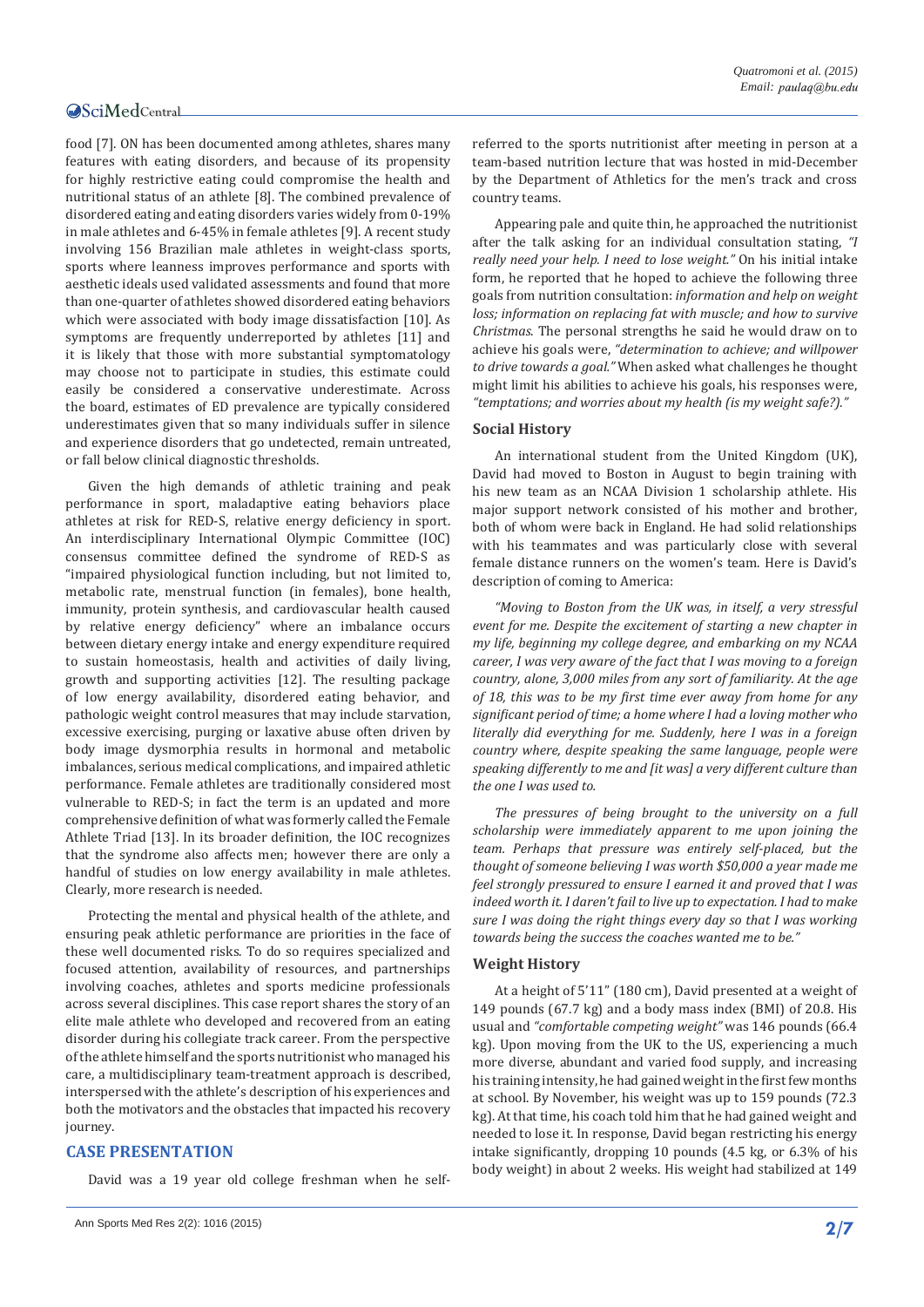food [7]. ON has been documented among athletes, shares many features with eating disorders, and because of its propensity for highly restrictive eating could compromise the health and nutritional status of an athlete [8]. The combined prevalence of disordered eating and eating disorders varies widely from 0-19% in male athletes and 6-45% in female athletes [9]. A recent study involving 156 Brazilian male athletes in weight-class sports, sports where leanness improves performance and sports with aesthetic ideals used validated assessments and found that more than one-quarter of athletes showed disordered eating behaviors which were associated with body image dissatisfaction [10]. As symptoms are frequently underreported by athletes [11] and it is likely that those with more substantial symptomatology may choose not to participate in studies, this estimate could easily be considered a conservative underestimate. Across the board, estimates of ED prevalence are typically considered underestimates given that so many individuals suffer in silence and experience disorders that go undetected, remain untreated, or fall below clinical diagnostic thresholds.

Given the high demands of athletic training and peak performance in sport, maladaptive eating behaviors place athletes at risk for RED-S, relative energy deficiency in sport. An interdisciplinary International Olympic Committee (IOC) consensus committee defined the syndrome of RED-S as "impaired physiological function including, but not limited to, metabolic rate, menstrual function (in females), bone health, immunity, protein synthesis, and cardiovascular health caused by relative energy deficiency" where an imbalance occurs between dietary energy intake and energy expenditure required to sustain homeostasis, health and activities of daily living, growth and supporting activities [12]. The resulting package of low energy availability, disordered eating behavior, and pathologic weight control measures that may include starvation, excessive exercising, purging or laxative abuse often driven by body image dysmorphia results in hormonal and metabolic imbalances, serious medical complications, and impaired athletic performance. Female athletes are traditionally considered most vulnerable to RED-S; in fact the term is an updated and more comprehensive definition of what was formerly called the Female Athlete Triad [13]. In its broader definition, the IOC recognizes that the syndrome also affects men; however there are only a handful of studies on low energy availability in male athletes. Clearly, more research is needed.

Protecting the mental and physical health of the athlete, and ensuring peak athletic performance are priorities in the face of these well documented risks. To do so requires specialized and focused attention, availability of resources, and partnerships involving coaches, athletes and sports medicine professionals across several disciplines. This case report shares the story of an elite male athlete who developed and recovered from an eating disorder during his collegiate track career. From the perspective of the athlete himself and the sports nutritionist who managed his care, a multidisciplinary team-treatment approach is described, interspersed with the athlete's description of his experiences and both the motivators and the obstacles that impacted his recovery journey.

## CASE PRESENTATION

David was a 19 year old college freshman when he self-referred to the sports nutritionist after meeting in person at a team-based nutrition lecture that was hosted in mid-December by the Department of Athletics for the men's track and cross country teams.

Appearing pale and quite thin, he approached the nutritionist after the talk asking for an individual consultation stating, *"I really need your help. I need to lose weight."* On his initial intake form, he reported that he hoped to achieve the following three goals from nutrition consultation: *information and help on weight loss; information on replacing fat with muscle; and how to survive Christmas.* The personal strengths he said he would draw on to achieve his goals were, *"determination to achieve; and willpower to drive towards a goal."* When asked what challenges he thought might limit his abilities to achieve his goals, his responses were, *"temptations; and worries about my health (is my weight safe?)."*

### Social History

An international student from the United Kingdom (UK), David had moved to Boston in August to begin training with his new team as an NCAA Division 1 scholarship athlete. His major support network consisted of his mother and brother, both of whom were back in England. He had solid relationships with his teammates and was particularly close with several female distance runners on the women's team. Here is David's description of coming to America:

*"Moving to Boston from the UK was, in itself, a very stressful event for me. Despite the excitement of starting a new chapter in my life, beginning my college degree, and embarking on my NCAA career, I was very aware of the fact that I was moving to a foreign country, alone, 3,000 miles from any sort of familiarity. At the age of 18, this was to be my first time ever away from home for any significant period of time; a home where I had a loving mother who literally did everything for me. Suddenly, here I was in a foreign country where, despite speaking the same language, people were speaking differently to me and [it was] a very different culture than the one I was used to.*

*The pressures of being brought to the university on a full scholarship were immediately apparent to me upon joining the team. Perhaps that pressure was entirely self-placed, but the thought of someone believing I was worth $50,000 a year made me feel strongly pressured to ensure I earned it and proved that I was indeed worth it. I daren't fail to live up to expectation. I had to make sure I was doing the right things every day so that I was working towards being the success the coaches wanted me to be."*

### Weight History

At a height of 5'11" (180 cm), David presented at a weight of 149 pounds (67.7 kg) and a body mass index (BMI) of 20.8. His usual and *"comfortable competing weight"* was 146 pounds (66.4 kg). Upon moving from the UK to the US, experiencing a much more diverse, abundant and varied food supply, and increasing his training intensity, he had gained weight in the first few months at school. By November, his weight was up to 159 pounds (72.3 kg). At that time, his coach told him that he had gained weight and needed to lose it. In response, David began restricting his energy intake significantly, dropping 10 pounds (4.5 kg, or 6.3% of his body weight) in about 2 weeks. His weight had stabilized at 149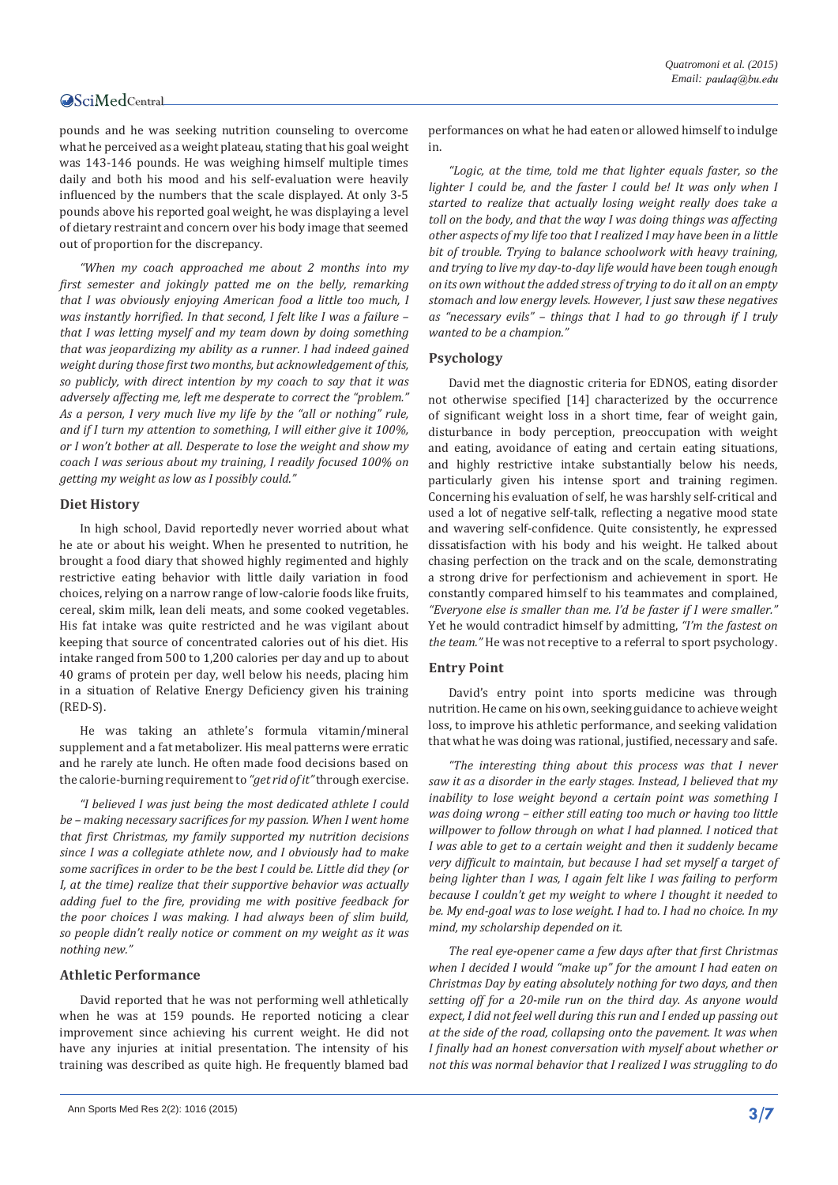pounds and he was seeking nutrition counseling to overcome what he perceived as a weight plateau, stating that his goal weight was 143-146 pounds. He was weighing himself multiple times daily and both his mood and his self-evaluation were heavily influenced by the numbers that the scale displayed. At only 3-5 pounds above his reported goal weight, he was displaying a level of dietary restraint and concern over his body image that seemed out of proportion for the discrepancy.

*"When my coach approached me about 2 months into my first semester and jokingly patted me on the belly, remarking that I was obviously enjoying American food a little too much, I was instantly horrified. In that second, I felt like I was a failure – that I was letting myself and my team down by doing something that was jeopardizing my ability as a runner. I had indeed gained weight during those first two months, but acknowledgement of this, so publicly, with direct intention by my coach to say that it was adversely affecting me, left me desperate to correct the "problem." As a person, I very much live my life by the "all or nothing" rule, and if I turn my attention to something, I will either give it 100%, or I won't bother at all. Desperate to lose the weight and show my coach I was serious about my training, I readily focused 100% on getting my weight as low as I possibly could."*

## Diet History

In high school, David reportedly never worried about what he ate or about his weight. When he presented to nutrition, he brought a food diary that showed highly regimented and highly restrictive eating behavior with little daily variation in food choices, relying on a narrow range of low-calorie foods like fruits, cereal, skim milk, lean deli meats, and some cooked vegetables. His fat intake was quite restricted and he was vigilant about keeping that source of concentrated calories out of his diet. His intake ranged from 500 to 1,200 calories per day and up to about 40 grams of protein per day, well below his needs, placing him in a situation of Relative Energy Deficiency given his training (RED-S).

He was taking an athlete's formula vitamin/mineral supplement and a fat metabolizer. His meal patterns were erratic and he rarely ate lunch. He often made food decisions based on the calorie-burning requirement to *"get rid of it"* through exercise.

*"I believed I was just being the most dedicated athlete I could be – making necessary sacrifices for my passion. When I went home that first Christmas, my family supported my nutrition decisions since I was a collegiate athlete now, and I obviously had to make some sacrifices in order to be the best I could be. Little did they (or I, at the time) realize that their supportive behavior was actually adding fuel to the fire, providing me with positive feedback for the poor choices I was making. I had always been of slim build, so people didn't really notice or comment on my weight as it was nothing new."*

## Athletic Performance

David reported that he was not performing well athletically when he was at 159 pounds. He reported noticing a clear improvement since achieving his current weight. He did not have any injuries at initial presentation. The intensity of his training was described as quite high. He frequently blamed bad performances on what he had eaten or allowed himself to indulge in.

*"Logic, at the time, told me that lighter equals faster, so the lighter I could be, and the faster I could be! It was only when I started to realize that actually losing weight really does take a toll on the body, and that the way I was doing things was affecting other aspects of my life too that I realized I may have been in a little bit of trouble. Trying to balance schoolwork with heavy training, and trying to live my day-to-day life would have been tough enough on its own without the added stress of trying to do it all on an empty stomach and low energy levels. However, I just saw these negatives as "necessary evils" – things that I had to go through if I truly wanted to be a champion."*

## Psychology

David met the diagnostic criteria for EDNOS, eating disorder not otherwise specified [14] characterized by the occurrence of significant weight loss in a short time, fear of weight gain, disturbance in body perception, preoccupation with weight and eating, avoidance of eating and certain eating situations, and highly restrictive intake substantially below his needs, particularly given his intense sport and training regimen. Concerning his evaluation of self, he was harshly self-critical and used a lot of negative self-talk, reflecting a negative mood state and wavering self-confidence. Quite consistently, he expressed dissatisfaction with his body and his weight. He talked about chasing perfection on the track and on the scale, demonstrating a strong drive for perfectionism and achievement in sport. He constantly compared himself to his teammates and complained, *"Everyone else is smaller than me. I'd be faster if I were smaller."* Yet he would contradict himself by admitting, *"I'm the fastest on the team."* He was not receptive to a referral to sport psychology.

## Entry Point

David's entry point into sports medicine was through nutrition. He came on his own, seeking guidance to achieve weight loss, to improve his athletic performance, and seeking validation that what he was doing was rational, justified, necessary and safe.

*"The interesting thing about this process was that I never saw it as a disorder in the early stages. Instead, I believed that my inability to lose weight beyond a certain point was something I was doing wrong – either still eating too much or having too little willpower to follow through on what I had planned. I noticed that I was able to get to a certain weight and then it suddenly became very difficult to maintain, but because I had set myself a target of being lighter than I was, I again felt like I was failing to perform because I couldn't get my weight to where I thought it needed to be. My end-goal was to lose weight. I had to. I had no choice. In my mind, my scholarship depended on it.*

*The real eye-opener came a few days after that first Christmas when I decided I would "make up" for the amount I had eaten on Christmas Day by eating absolutely nothing for two days, and then setting off for a 20-mile run on the third day. As anyone would expect, I did not feel well during this run and I ended up passing out at the side of the road, collapsing onto the pavement. It was when I finally had an honest conversation with myself about whether or not this was normal behavior that I realized I was struggling to do*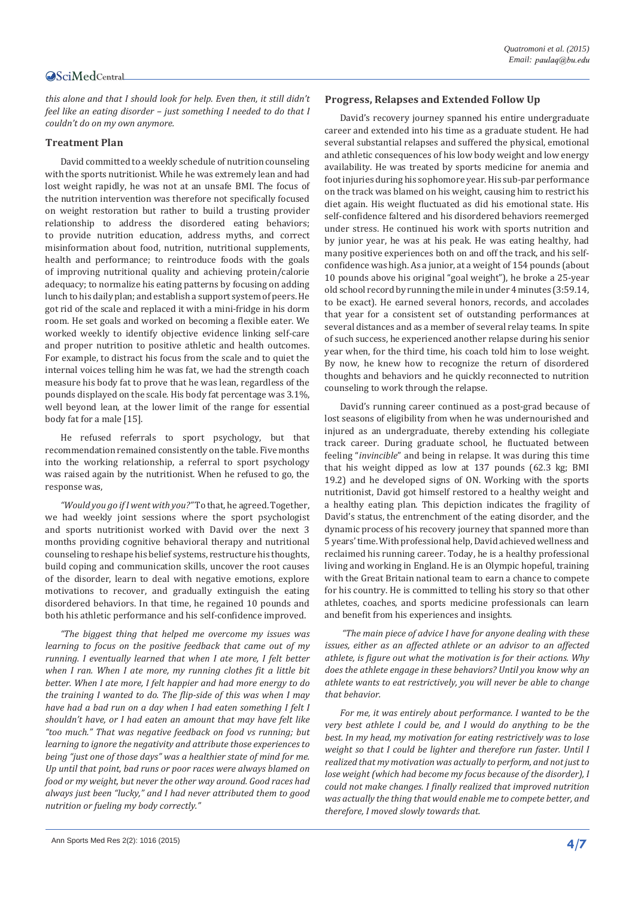*this alone and that I should look for help. Even then, it still didn't feel like an eating disorder – just something I needed to do that I couldn't do on my own anymore.*

## Treatment Plan

David committed to a weekly schedule of nutrition counseling with the sports nutritionist. While he was extremely lean and had lost weight rapidly, he was not at an unsafe BMI. The focus of the nutrition intervention was therefore not specifically focused on weight restoration but rather to build a trusting provider relationship to address the disordered eating behaviors; to provide nutrition education, address myths, and correct misinformation about food, nutrition, nutritional supplements, health and performance; to reintroduce foods with the goals of improving nutritional quality and achieving protein/calorie adequacy; to normalize his eating patterns by focusing on adding lunch to his daily plan; and establish a support system of peers. He got rid of the scale and replaced it with a mini-fridge in his dorm room. He set goals and worked on becoming a flexible eater. We worked weekly to identify objective evidence linking self-care and proper nutrition to positive athletic and health outcomes. For example, to distract his focus from the scale and to quiet the internal voices telling him he was fat, we had the strength coach measure his body fat to prove that he was lean, regardless of the pounds displayed on the scale. His body fat percentage was 3.1%, well beyond lean, at the lower limit of the range for essential body fat for a male [15].

He refused referrals to sport psychology, but that recommendation remained consistently on the table. Five months into the working relationship, a referral to sport psychology was raised again by the nutritionist. When he refused to go, the response was,

*"Would you go if I went with you?"* To that, he agreed. Together, we had weekly joint sessions where the sport psychologist and sports nutritionist worked with David over the next 3 months providing cognitive behavioral therapy and nutritional counseling to reshape his belief systems, restructure his thoughts, build coping and communication skills, uncover the root causes of the disorder, learn to deal with negative emotions, explore motivations to recover, and gradually extinguish the eating disordered behaviors. In that time, he regained 10 pounds and both his athletic performance and his self-confidence improved.

*"The biggest thing that helped me overcome my issues was learning to focus on the positive feedback that came out of my running. I eventually learned that when I ate more, I felt better when I ran. When I ate more, my running clothes fit a little bit better. When I ate more, I felt happier and had more energy to do the training I wanted to do. The flip-side of this was when I may have had a bad run on a day when I had eaten something I felt I shouldn't have, or I had eaten an amount that may have felt like "too much." That was negative feedback on food vs running; but learning to ignore the negativity and attribute those experiences to being "just one of those days" was a healthier state of mind for me. Up until that point, bad runs or poor races were always blamed on food or my weight, but never the other way around. Good races had always just been "lucky," and I had never attributed them to good nutrition or fueling my body correctly."*

## Progress, Relapses and Extended Follow Up

David's recovery journey spanned his entire undergraduate career and extended into his time as a graduate student. He had several substantial relapses and suffered the physical, emotional and athletic consequences of his low body weight and low energy availability. He was treated by sports medicine for anemia and foot injuries during his sophomore year. His sub-par performance on the track was blamed on his weight, causing him to restrict his diet again. His weight fluctuated as did his emotional state. His self-confidence faltered and his disordered behaviors reemerged under stress. He continued his work with sports nutrition and by junior year, he was at his peak. He was eating healthy, had many positive experiences both on and off the track, and his self-confidence was high. As a junior, at a weight of 154 pounds (about 10 pounds above his original "goal weight"), he broke a 25-year old school record by running the mile in under 4 minutes (3:59.14, to be exact). He earned several honors, records, and accolades that year for a consistent set of outstanding performances at several distances and as a member of several relay teams. In spite of such success, he experienced another relapse during his senior year when, for the third time, his coach told him to lose weight. By now, he knew how to recognize the return of disordered thoughts and behaviors and he quickly reconnected to nutrition counseling to work through the relapse.

David's running career continued as a post-grad because of lost seasons of eligibility from when he was undernourished and injured as an undergraduate, thereby extending his collegiate track career. During graduate school, he fluctuated between feeling "*invincible*" and being in relapse. It was during this time that his weight dipped as low at 137 pounds (62.3 kg; BMI 19.2) and he developed signs of ON. Working with the sports nutritionist, David got himself restored to a healthy weight and a healthy eating plan. This depiction indicates the fragility of David's status, the entrenchment of the eating disorder, and the dynamic process of his recovery journey that spanned more than 5 years' time. With professional help, David achieved wellness and reclaimed his running career. Today, he is a healthy professional living and working in England. He is an Olympic hopeful, training with the Great Britain national team to earn a chance to compete for his country. He is committed to telling his story so that other athletes, coaches, and sports medicine professionals can learn and benefit from his experiences and insights.

*"The main piece of advice I have for anyone dealing with these issues, either as an affected athlete or an advisor to an affected athlete, is figure out what the motivation is for their actions. Why does the athlete engage in these behaviors? Until you know why an athlete wants to eat restrictively, you will never be able to change that behavior.*

*For me, it was entirely about performance. I wanted to be the very best athlete I could be, and I would do anything to be the best. In my head, my motivation for eating restrictively was to lose weight so that I could be lighter and therefore run faster. Until I realized that my motivation was actually to perform, and not just to lose weight (which had become my focus because of the disorder), I could not make changes. I finally realized that improved nutrition was actually the thing that would enable me to compete better, and therefore, I moved slowly towards that.*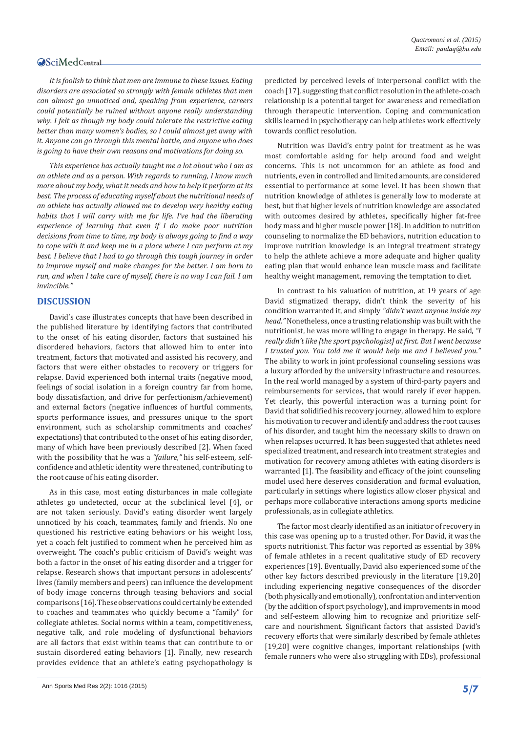*It is foolish to think that men are immune to these issues. Eating disorders are associated so strongly with female athletes that men can almost go unnoticed and, speaking from experience, careers could potentially be ruined without anyone really understanding why. I felt as though my body could tolerate the restrictive eating better than many women's bodies, so I could almost get away with it. Anyone can go through this mental battle, and anyone who does is going to have their own reasons and motivations for doing so.*

*This experience has actually taught me a lot about who I am as an athlete and as a person. With regards to running, I know much more about my body, what it needs and how to help it perform at its best. The process of educating myself about the nutritional needs of an athlete has actually allowed me to develop very healthy eating habits that I will carry with me for life. I've had the liberating experience of learning that even if I do make poor nutrition decisions from time to time, my body is always going to find a way to cope with it and keep me in a place where I can perform at my best. I believe that I had to go through this tough journey in order to improve myself and make changes for the better. I am born to run, and when I take care of myself, there is no way I can fail. I am invincible."*

## DISCUSSION

David's case illustrates concepts that have been described in the published literature by identifying factors that contributed to the onset of his eating disorder, factors that sustained his disordered behaviors, factors that allowed him to enter into treatment, factors that motivated and assisted his recovery, and factors that were either obstacles to recovery or triggers for relapse. David experienced both internal traits (negative mood, feelings of social isolation in a foreign country far from home, body dissatisfaction, and drive for perfectionism/achievement) and external factors (negative influences of hurtful comments, sports performance issues, and pressures unique to the sport environment, such as scholarship commitments and coaches' expectations) that contributed to the onset of his eating disorder, many of which have been previously described [2]. When faced with the possibility that he was a *"failure,"* his self-esteem, self-confidence and athletic identity were threatened, contributing to the root cause of his eating disorder.

As in this case, most eating disturbances in male collegiate athletes go undetected, occur at the subclinical level [4], or are not taken seriously. David's eating disorder went largely unnoticed by his coach, teammates, family and friends. No one questioned his restrictive eating behaviors or his weight loss, yet a coach felt justified to comment when he perceived him as overweight. The coach's public criticism of David's weight was both a factor in the onset of his eating disorder and a trigger for relapse. Research shows that important persons in adolescents' lives (family members and peers) can influence the development of body image concerns through teasing behaviors and social comparisons [16]. These observations could certainly be extended to coaches and teammates who quickly become a "family" for collegiate athletes. Social norms within a team, competitiveness, negative talk, and role modeling of dysfunctional behaviors are all factors that exist within teams that can contribute to or sustain disordered eating behaviors [1]. Finally, new research provides evidence that an athlete's eating psychopathology is predicted by perceived levels of interpersonal conflict with the coach [17], suggesting that conflict resolution in the athlete-coach relationship is a potential target for awareness and remediation through therapeutic intervention. Coping and communication skills learned in psychotherapy can help athletes work effectively towards conflict resolution.

Nutrition was David's entry point for treatment as he was most comfortable asking for help around food and weight concerns. This is not uncommon for an athlete as food and nutrients, even in controlled and limited amounts, are considered essential to performance at some level. It has been shown that nutrition knowledge of athletes is generally low to moderate at best, but that higher levels of nutrition knowledge are associated with outcomes desired by athletes, specifically higher fat-free body mass and higher muscle power [18]. In addition to nutrition counseling to normalize the ED behaviors, nutrition education to improve nutrition knowledge is an integral treatment strategy to help the athlete achieve a more adequate and higher quality eating plan that would enhance lean muscle mass and facilitate healthy weight management, removing the temptation to diet.

In contrast to his valuation of nutrition, at 19 years of age David stigmatized therapy, didn't think the severity of his condition warranted it, and simply *"didn't want anyone inside my head."* Nonetheless, once a trusting relationship was built with the nutritionist, he was more willing to engage in therapy. He said, *"I really didn't like [the sport psychologist] at first. But I went because I trusted you. You told me it would help me and I believed you."* The ability to work in joint professional counseling sessions was a luxury afforded by the university infrastructure and resources. In the real world managed by a system of third-party payers and reimbursements for services, that would rarely if ever happen. Yet clearly, this powerful interaction was a turning point for David that solidified his recovery journey, allowed him to explore his motivation to recover and identify and address the root causes of his disorder, and taught him the necessary skills to drawn on when relapses occurred. It has been suggested that athletes need specialized treatment, and research into treatment strategies and motivation for recovery among athletes with eating disorders is warranted [1]. The feasibility and efficacy of the joint counseling model used here deserves consideration and formal evaluation, particularly in settings where logistics allow closer physical and perhaps more collaborative interactions among sports medicine professionals, as in collegiate athletics.

The factor most clearly identified as an initiator of recovery in this case was opening up to a trusted other. For David, it was the sports nutritionist. This factor was reported as essential by 38% of female athletes in a recent qualitative study of ED recovery experiences [19]. Eventually, David also experienced some of the other key factors described previously in the literature [19,20] including experiencing negative consequences of the disorder (both physically and emotionally), confrontation and intervention (by the addition of sport psychology), and improvements in mood and self-esteem allowing him to recognize and prioritize self-care and nourishment. Significant factors that assisted David's recovery efforts that were similarly described by female athletes [19,20] were cognitive changes, important relationships (with female runners who were also struggling with EDs), professional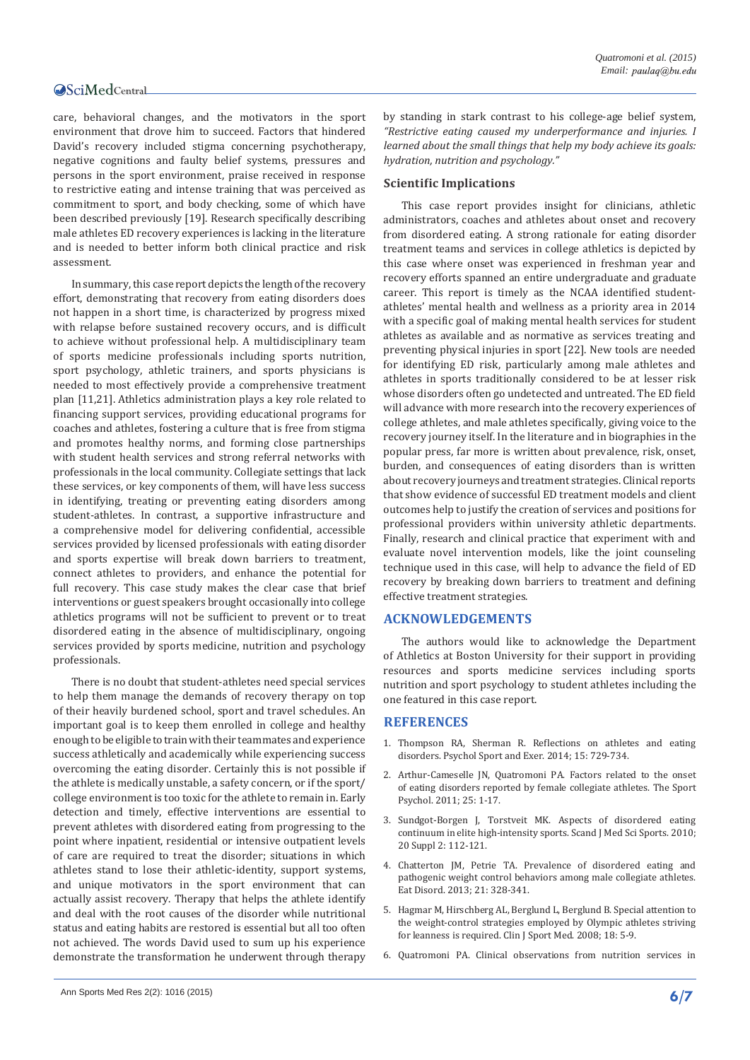care, behavioral changes, and the motivators in the sport environment that drove him to succeed. Factors that hindered David's recovery included stigma concerning psychotherapy, negative cognitions and faulty belief systems, pressures and persons in the sport environment, praise received in response to restrictive eating and intense training that was perceived as commitment to sport, and body checking, some of which have been described previously [19]. Research specifically describing male athletes ED recovery experiences is lacking in the literature and is needed to better inform both clinical practice and risk assessment.

In summary, this case report depicts the length of the recovery effort, demonstrating that recovery from eating disorders does not happen in a short time, is characterized by progress mixed with relapse before sustained recovery occurs, and is difficult to achieve without professional help. A multidisciplinary team of sports medicine professionals including sports nutrition, sport psychology, athletic trainers, and sports physicians is needed to most effectively provide a comprehensive treatment plan [11,21]. Athletics administration plays a key role related to financing support services, providing educational programs for coaches and athletes, fostering a culture that is free from stigma and promotes healthy norms, and forming close partnerships with student health services and strong referral networks with professionals in the local community. Collegiate settings that lack these services, or key components of them, will have less success in identifying, treating or preventing eating disorders among student-athletes. In contrast, a supportive infrastructure and a comprehensive model for delivering confidential, accessible services provided by licensed professionals with eating disorder and sports expertise will break down barriers to treatment, connect athletes to providers, and enhance the potential for full recovery. This case study makes the clear case that brief interventions or guest speakers brought occasionally into college athletics programs will not be sufficient to prevent or to treat disordered eating in the absence of multidisciplinary, ongoing services provided by sports medicine, nutrition and psychology professionals.

There is no doubt that student-athletes need special services to help them manage the demands of recovery therapy on top of their heavily burdened school, sport and travel schedules. An important goal is to keep them enrolled in college and healthy enough to be eligible to train with their teammates and experience success athletically and academically while experiencing success overcoming the eating disorder. Certainly this is not possible if the athlete is medically unstable, a safety concern, or if the sport/college environment is too toxic for the athlete to remain in. Early detection and timely, effective interventions are essential to prevent athletes with disordered eating from progressing to the point where inpatient, residential or intensive outpatient levels of care are required to treat the disorder; situations in which athletes stand to lose their athletic-identity, support systems, and unique motivators in the sport environment that can actually assist recovery. Therapy that helps the athlete identify and deal with the root causes of the disorder while nutritional status and eating habits are restored is essential but all too often not achieved. The words David used to sum up his experience demonstrate the transformation he underwent through therapy by standing in stark contrast to his college-age belief system, *"Restrictive eating caused my underperformance and injuries. I learned about the small things that help my body achieve its goals: hydration, nutrition and psychology."*

### Scientific Implications

This case report provides insight for clinicians, athletic administrators, coaches and athletes about onset and recovery from disordered eating. A strong rationale for eating disorder treatment teams and services in college athletics is depicted by this case where onset was experienced in freshman year and recovery efforts spanned an entire undergraduate and graduate career. This report is timely as the NCAA identified student-athletes' mental health and wellness as a priority area in 2014 with a specific goal of making mental health services for student athletes as available and as normative as services treating and preventing physical injuries in sport [22]. New tools are needed for identifying ED risk, particularly among male athletes and athletes in sports traditionally considered to be at lesser risk whose disorders often go undetected and untreated. The ED field will advance with more research into the recovery experiences of college athletes, and male athletes specifically, giving voice to the recovery journey itself. In the literature and in biographies in the popular press, far more is written about prevalence, risk, onset, burden, and consequences of eating disorders than is written about recovery journeys and treatment strategies. Clinical reports that show evidence of successful ED treatment models and client outcomes help to justify the creation of services and positions for professional providers within university athletic departments. Finally, research and clinical practice that experiment with and evaluate novel intervention models, like the joint counseling technique used in this case, will help to advance the field of ED recovery by breaking down barriers to treatment and defining effective treatment strategies.

## ACKNOWLEDGEMENTS

The authors would like to acknowledge the Department of Athletics at Boston University for their support in providing resources and sports medicine services including sports nutrition and sport psychology to student athletes including the one featured in this case report.

## REFERENCES

1. Thompson RA, Sherman R. Reflections on athletes and eating disorders. Psychol Sport and Exer. 2014; 15: 729-734.
2. Arthur-Cameselle JN, Quatromoni PA. Factors related to the onset of eating disorders reported by female collegiate athletes. The Sport Psychol. 2011; 25: 1-17.
3. Sundgot-Borgen J, Torstveit MK. Aspects of disordered eating continuum in elite high-intensity sports. Scand J Med Sci Sports. 2010; 20 Suppl 2: 112-121.
4. Chatterton JM, Petrie TA. Prevalence of disordered eating and pathogenic weight control behaviors among male collegiate athletes. Eat Disord. 2013; 21: 328-341.
5. Hagmar M, Hirschberg AL, Berglund L, Berglund B. Special attention to the weight-control strategies employed by Olympic athletes striving for leanness is required. Clin J Sport Med. 2008; 18: 5-9.
6. Quatromoni PA. Clinical observations from nutrition services in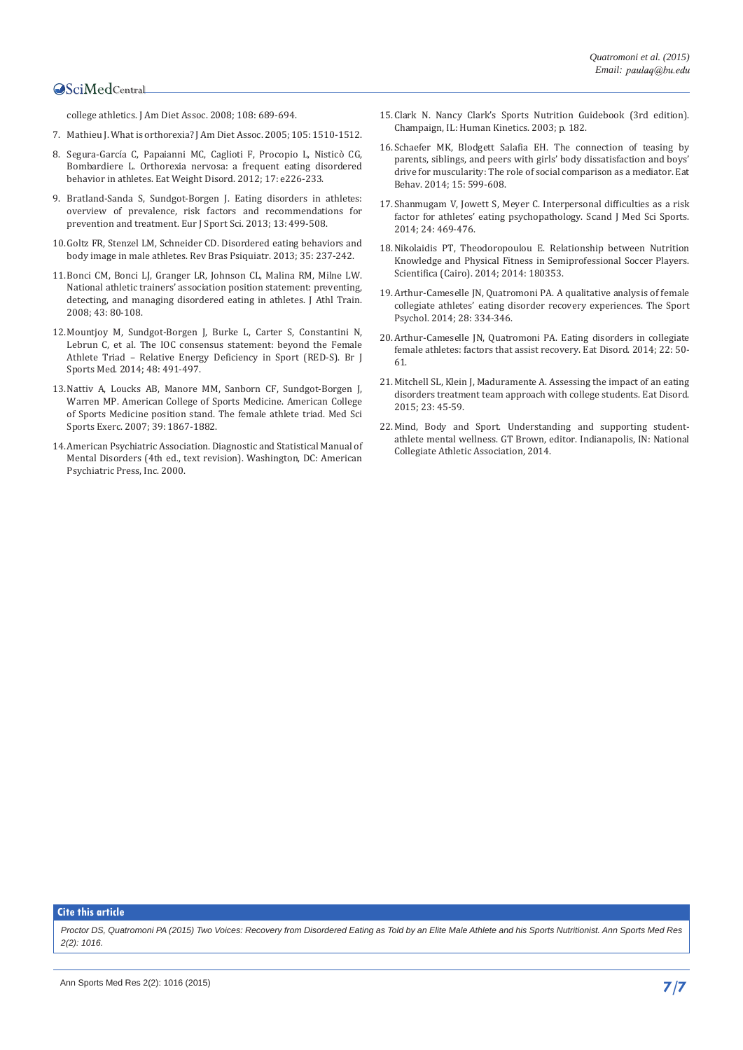college athletics. J Am Diet Assoc. 2008; 108: 689-694.

7. Mathieu J. What is orthorexia? J Am Diet Assoc. 2005; 105: 1510-1512.

8. Segura-García C, Papaianni MC, Caglioti F, Procopio L, Nisticò CG, Bombardiere L. Orthorexia nervosa: a frequent eating disordered behavior in athletes. Eat Weight Disord. 2012; 17: e226-233.

9. Bratland-Sanda S, Sundgot-Borgen J. Eating disorders in athletes: overview of prevalence, risk factors and recommendations for prevention and treatment. Eur J Sport Sci. 2013; 13: 499-508.

10. Goltz FR, Stenzel LM, Schneider CD. Disordered eating behaviors and body image in male athletes. Rev Bras Psiquiatr. 2013; 35: 237-242.

11. Bonci CM, Bonci LJ, Granger LR, Johnson CL, Malina RM, Milne LW. National athletic trainers' association position statement: preventing, detecting, and managing disordered eating in athletes. J Athl Train. 2008; 43: 80-108.

12. Mountjoy M, Sundgot-Borgen J, Burke L, Carter S, Constantini N, Lebrun C, et al. The IOC consensus statement: beyond the Female Athlete Triad – Relative Energy Deficiency in Sport (RED-S). Br J Sports Med. 2014; 48: 491-497.

13. Nattiv A, Loucks AB, Manore MM, Sanborn CF, Sundgot-Borgen J, Warren MP. American College of Sports Medicine. American College of Sports Medicine position stand. The female athlete triad. Med Sci Sports Exerc. 2007; 39: 1867-1882.

14. American Psychiatric Association. Diagnostic and Statistical Manual of Mental Disorders (4th ed., text revision). Washington, DC: American Psychiatric Press, Inc. 2000.

15. Clark N. Nancy Clark's Sports Nutrition Guidebook (3rd edition). Champaign, IL: Human Kinetics. 2003; p. 182.

16. Schaefer MK, Blodgett Salafia EH. The connection of teasing by parents, siblings, and peers with girls' body dissatisfaction and boys' drive for muscularity: The role of social comparison as a mediator. Eat Behav. 2014; 15: 599-608.

17. Shanmugam V, Jowett S, Meyer C. Interpersonal difficulties as a risk factor for athletes' eating psychopathology. Scand J Med Sci Sports. 2014; 24: 469-476.

18. Nikolaidis PT, Theodoropoulou E. Relationship between Nutrition Knowledge and Physical Fitness in Semiprofessional Soccer Players. Scientifica (Cairo). 2014; 2014: 180353.

19. Arthur-Cameselle JN, Quatromoni PA. A qualitative analysis of female collegiate athletes' eating disorder recovery experiences. The Sport Psychol. 2014; 28: 334-346.

20. Arthur-Cameselle JN, Quatromoni PA. Eating disorders in collegiate female athletes: factors that assist recovery. Eat Disord. 2014; 22: 50-61.

21. Mitchell SL, Klein J, Maduramente A. Assessing the impact of an eating disorders treatment team approach with college students. Eat Disord. 2015; 23: 45-59.

22. Mind, Body and Sport. Understanding and supporting student-athlete mental wellness. GT Brown, editor. Indianapolis, IN: National Collegiate Athletic Association, 2014.

**Cite this article**

*Proctor DS, Quatromoni PA (2015) Two Voices: Recovery from Disordered Eating as Told by an Elite Male Athlete and his Sports Nutritionist. Ann Sports Med Res 2(2): 1016.*